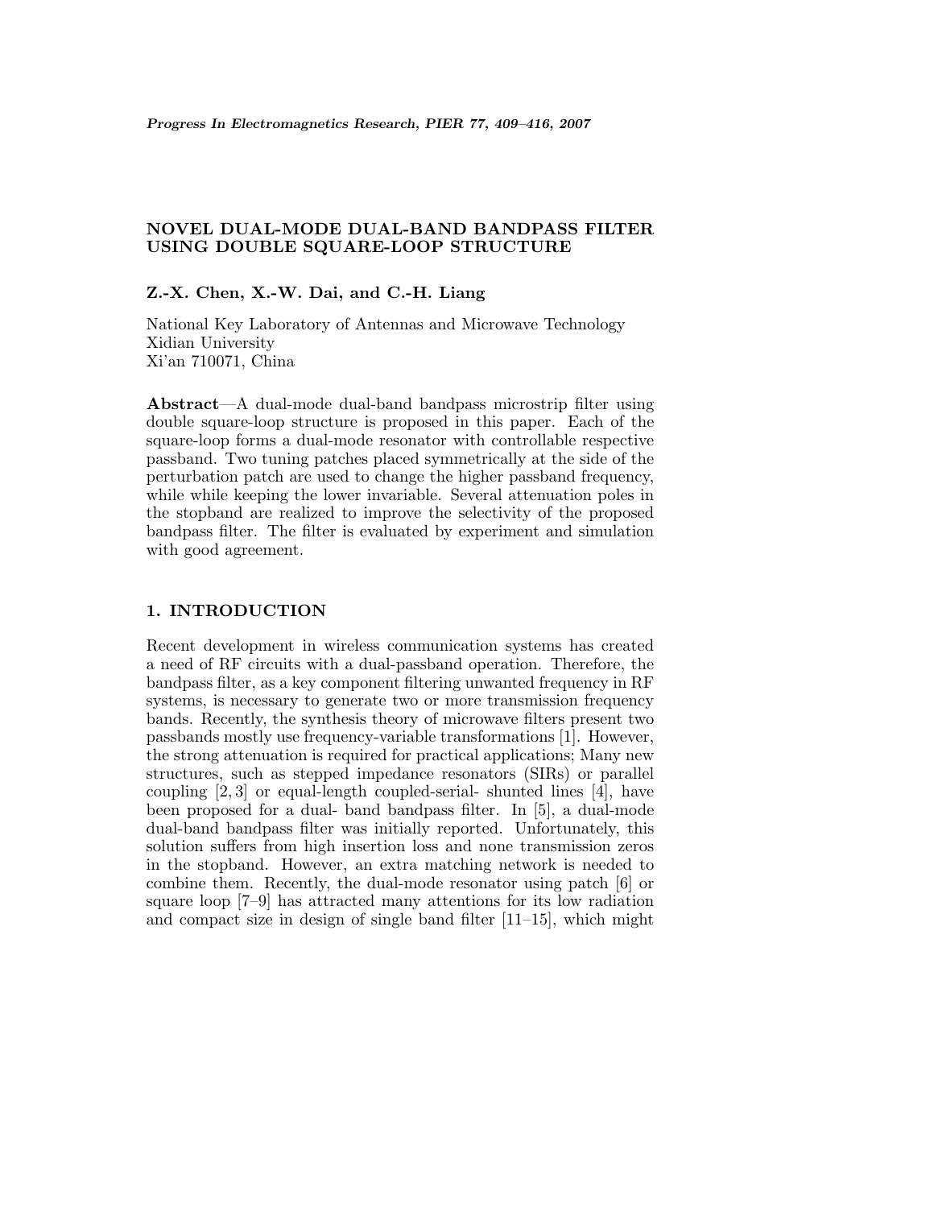# NOVEL DUAL-MODE DUAL-BAND BANDPASS FILTER USING DOUBLE SQUARE-LOOP STRUCTURE

**Z.-X. Chen, X.-W. Dai, and C.-H. Liang**

National Key Laboratory of Antennas and Microwave Technology
Xidian University
Xi'an 710071, China

**Abstract**—A dual-mode dual-band bandpass microstrip filter using double square-loop structure is proposed in this paper. Each of the square-loop forms a dual-mode resonator with controllable respective passband. Two tuning patches placed symmetrically at the side of the perturbation patch are used to change the higher passband frequency, while while keeping the lower invariable. Several attenuation poles in the stopband are realized to improve the selectivity of the proposed bandpass filter. The filter is evaluated by experiment and simulation with good agreement.

## 1. INTRODUCTION

Recent development in wireless communication systems has created a need of RF circuits with a dual-passband operation. Therefore, the bandpass filter, as a key component filtering unwanted frequency in RF systems, is necessary to generate two or more transmission frequency bands. Recently, the synthesis theory of microwave filters present two passbands mostly use frequency-variable transformations [1]. However, the strong attenuation is required for practical applications; Many new structures, such as stepped impedance resonators (SIRs) or parallel coupling [2, 3] or equal-length coupled-serial- shunted lines [4], have been proposed for a dual- band bandpass filter. In [5], a dual-mode dual-band bandpass filter was initially reported. Unfortunately, this solution suffers from high insertion loss and none transmission zeros in the stopband. However, an extra matching network is needed to combine them. Recently, the dual-mode resonator using patch [6] or square loop [7–9] has attracted many attentions for its low radiation and compact size in design of single band filter [11–15], which might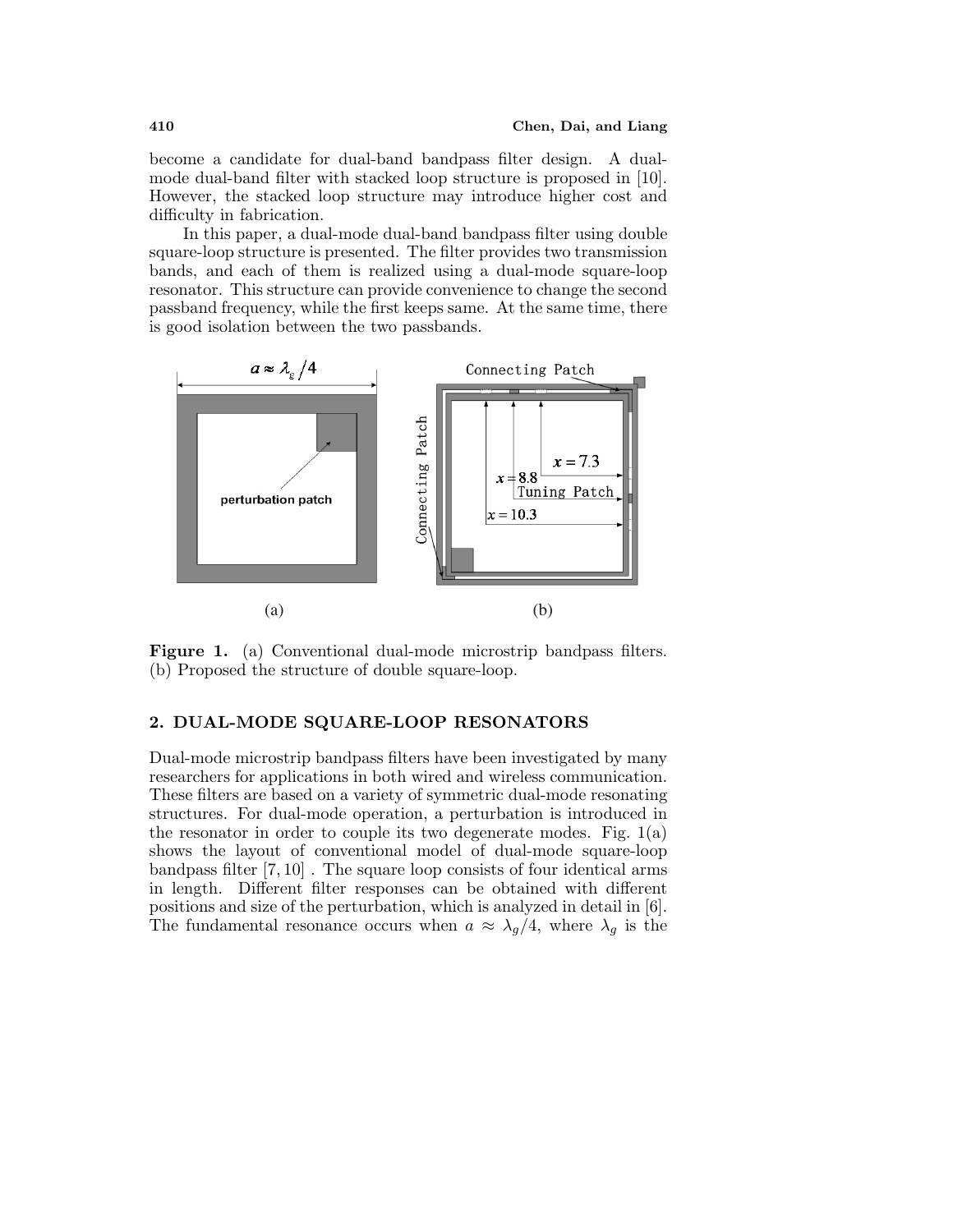become a candidate for dual-band bandpass filter design. A dual-mode dual-band filter with stacked loop structure is proposed in [10]. However, the stacked loop structure may introduce higher cost and difficulty in fabrication.

In this paper, a dual-mode dual-band bandpass filter using double square-loop structure is presented. The filter provides two transmission bands, and each of them is realized using a dual-mode square-loop resonator. This structure can provide convenience to change the second passband frequency, while the first keeps same. At the same time, there is good isolation between the two passbands.

**Figure 1.** (a) Conventional dual-mode microstrip bandpass filters. (b) Proposed the structure of double square-loop.

## 2. DUAL-MODE SQUARE-LOOP RESONATORS

Dual-mode microstrip bandpass filters have been investigated by many researchers for applications in both wired and wireless communication. These filters are based on a variety of symmetric dual-mode resonating structures. For dual-mode operation, a perturbation is introduced in the resonator in order to couple its two degenerate modes. Fig. 1(a) shows the layout of conventional model of dual-mode square-loop bandpass filter [7, 10] . The square loop consists of four identical arms in length. Different filter responses can be obtained with different positions and size of the perturbation, which is analyzed in detail in [6]. The fundamental resonance occurs when $a \approx \lambda_g/4$, where $\lambda_g$ is the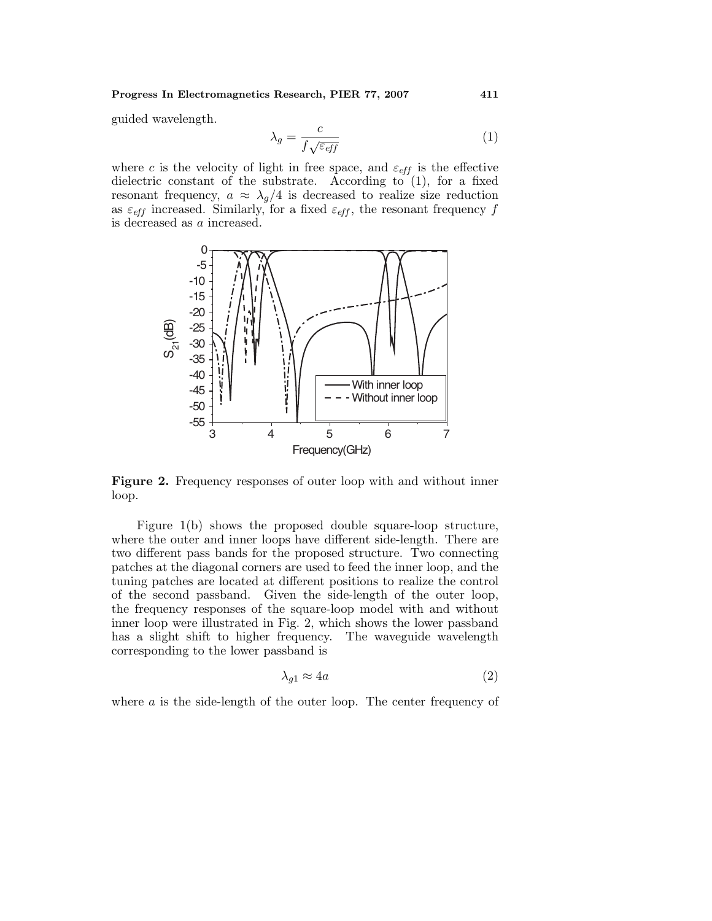guided wavelength.

$$\lambda_g = \frac{c}{f\sqrt{\varepsilon_{eff}}} \tag{1}$$

where $c$ is the velocity of light in free space, and $\varepsilon_{eff}$ is the effective dielectric constant of the substrate. According to (1), for a fixed resonant frequency, $a \approx \lambda_g/4$ is decreased to realize size reduction as $\varepsilon_{eff}$ increased. Similarly, for a fixed $\varepsilon_{eff}$, the resonant frequency $f$ is decreased as $a$ increased.

**Figure 2.** Frequency responses of outer loop with and without inner loop.

Figure 1(b) shows the proposed double square-loop structure, where the outer and inner loops have different side-length. There are two different pass bands for the proposed structure. Two connecting patches at the diagonal corners are used to feed the inner loop, and the tuning patches are located at different positions to realize the control of the second passband. Given the side-length of the outer loop, the frequency responses of the square-loop model with and without inner loop were illustrated in Fig. 2, which shows the lower passband has a slight shift to higher frequency. The waveguide wavelength corresponding to the lower passband is

$$\lambda_{g1} \approx 4a \tag{2}$$

where $a$ is the side-length of the outer loop. The center frequency of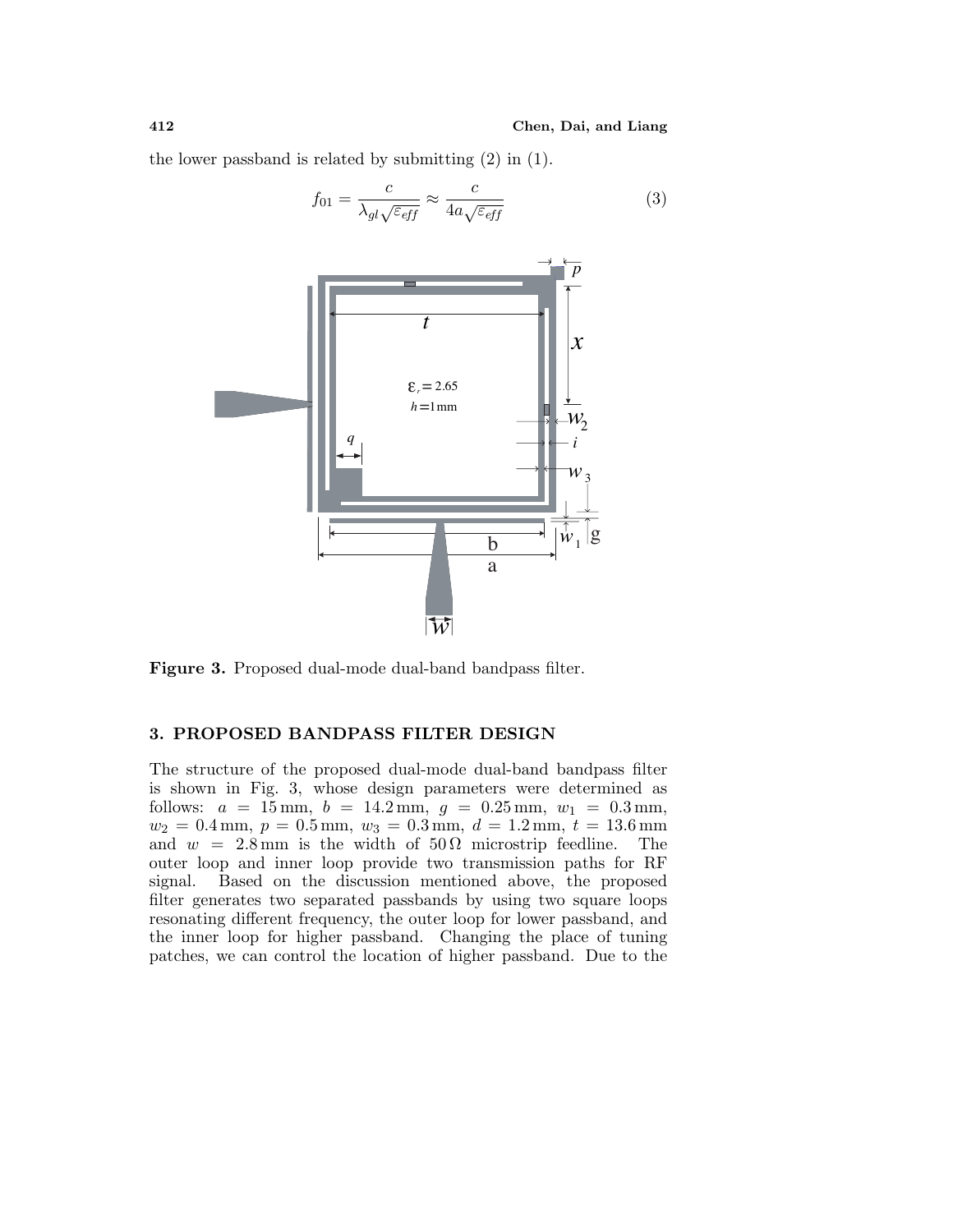the lower passband is related by submitting (2) in (1).

$$f_{01} = \frac{c}{\lambda_{gl}\sqrt{\varepsilon_{eff}}} \approx \frac{c}{4a\sqrt{\varepsilon_{eff}}} \tag{3}$$

**Figure 3.** Proposed dual-mode dual-band bandpass filter.

## 3. PROPOSED BANDPASS FILTER DESIGN

The structure of the proposed dual-mode dual-band bandpass filter is shown in Fig. 3, whose design parameters were determined as follows: $a = 15$ mm, $b = 14.2$ mm, $g = 0.25$ mm, $w_1 = 0.3$ mm, $w_2 = 0.4$ mm, $p = 0.5$ mm, $w_3 = 0.3$ mm, $d = 1.2$ mm, $t = 13.6$ mm and $w = 2.8$ mm is the width of $50\,\Omega$ microstrip feedline. The outer loop and inner loop provide two transmission paths for RF signal. Based on the discussion mentioned above, the proposed filter generates two separated passbands by using two square loops resonating different frequency, the outer loop for lower passband, and the inner loop for higher passband. Changing the place of tuning patches, we can control the location of higher passband. Due to the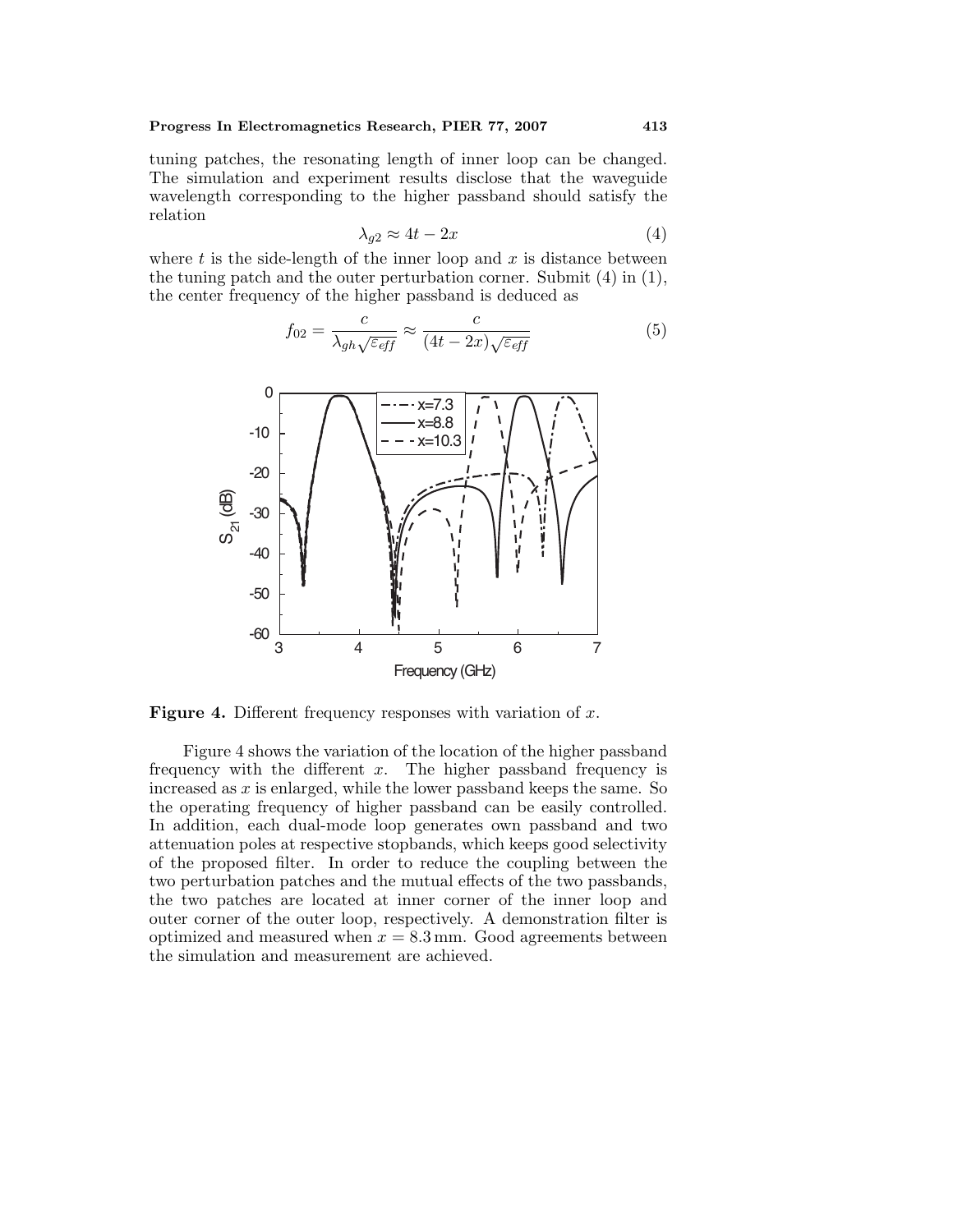tuning patches, the resonating length of inner loop can be changed. The simulation and experiment results disclose that the waveguide wavelength corresponding to the higher passband should satisfy the relation

$$\lambda_{g2} \approx 4t - 2x \tag{4}$$

where $t$ is the side-length of the inner loop and $x$ is distance between the tuning patch and the outer perturbation corner. Submit (4) in (1), the center frequency of the higher passband is deduced as

$$f_{02} = \frac{c}{\lambda_{gh}\sqrt{\varepsilon_{eff}}} \approx \frac{c}{(4t - 2x)\sqrt{\varepsilon_{eff}}} \tag{5}$$

**Figure 4.** Different frequency responses with variation of $x$.

Figure 4 shows the variation of the location of the higher passband frequency with the different $x$. The higher passband frequency is increased as $x$ is enlarged, while the lower passband keeps the same. So the operating frequency of higher passband can be easily controlled. In addition, each dual-mode loop generates own passband and two attenuation poles at respective stopbands, which keeps good selectivity of the proposed filter. In order to reduce the coupling between the two perturbation patches and the mutual effects of the two passbands, the two patches are located at inner corner of the inner loop and outer corner of the outer loop, respectively. A demonstration filter is optimized and measured when $x = 8.3$ mm. Good agreements between the simulation and measurement are achieved.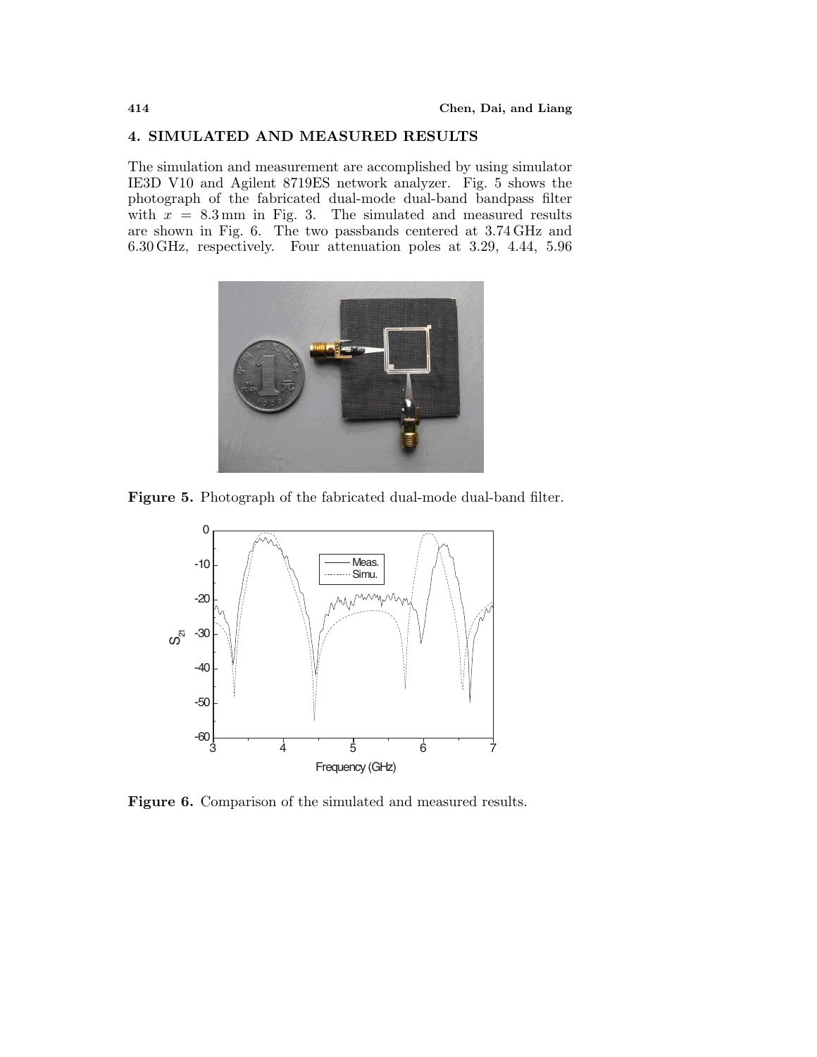## 4. SIMULATED AND MEASURED RESULTS

The simulation and measurement are accomplished by using simulator IE3D V10 and Agilent 8719ES network analyzer. Fig. 5 shows the photograph of the fabricated dual-mode dual-band bandpass filter with $x = 8.3\,\mathrm{mm}$ in Fig. 3. The simulated and measured results are shown in Fig. 6. The two passbands centered at 3.74 GHz and 6.30 GHz, respectively. Four attenuation poles at 3.29, 4.44, 5.96

**Figure 5.** Photograph of the fabricated dual-mode dual-band filter.

**Figure 6.** Comparison of the simulated and measured results.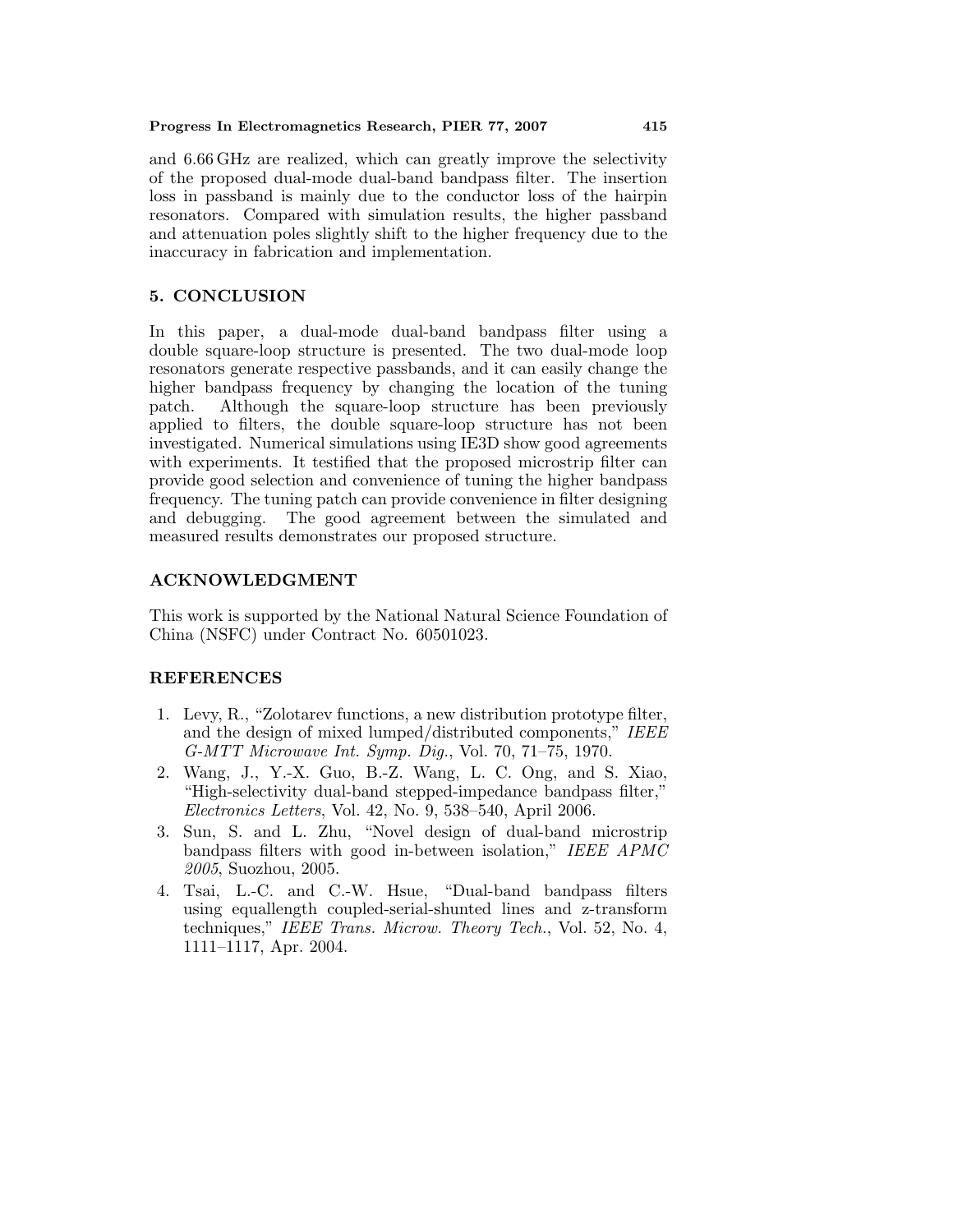and 6.66 GHz are realized, which can greatly improve the selectivity of the proposed dual-mode dual-band bandpass filter. The insertion loss in passband is mainly due to the conductor loss of the hairpin resonators. Compared with simulation results, the higher passband and attenuation poles slightly shift to the higher frequency due to the inaccuracy in fabrication and implementation.

## 5. CONCLUSION

In this paper, a dual-mode dual-band bandpass filter using a double square-loop structure is presented. The two dual-mode loop resonators generate respective passbands, and it can easily change the higher bandpass frequency by changing the location of the tuning patch. Although the square-loop structure has been previously applied to filters, the double square-loop structure has not been investigated. Numerical simulations using IE3D show good agreements with experiments. It testified that the proposed microstrip filter can provide good selection and convenience of tuning the higher bandpass frequency. The tuning patch can provide convenience in filter designing and debugging. The good agreement between the simulated and measured results demonstrates our proposed structure.

## ACKNOWLEDGMENT

This work is supported by the National Natural Science Foundation of China (NSFC) under Contract No. 60501023.

## REFERENCES

1. Levy, R., "Zolotarev functions, a new distribution prototype filter, and the design of mixed lumped/distributed components," *IEEE G-MTT Microwave Int. Symp. Dig.*, Vol. 70, 71–75, 1970.
2. Wang, J., Y.-X. Guo, B.-Z. Wang, L. C. Ong, and S. Xiao, "High-selectivity dual-band stepped-impedance bandpass filter," *Electronics Letters*, Vol. 42, No. 9, 538–540, April 2006.
3. Sun, S. and L. Zhu, "Novel design of dual-band microstrip bandpass filters with good in-between isolation," *IEEE APMC 2005*, Suozhou, 2005.
4. Tsai, L.-C. and C.-W. Hsue, "Dual-band bandpass filters using equallength coupled-serial-shunted lines and z-transform techniques," *IEEE Trans. Microw. Theory Tech.*, Vol. 52, No. 4, 1111–1117, Apr. 2004.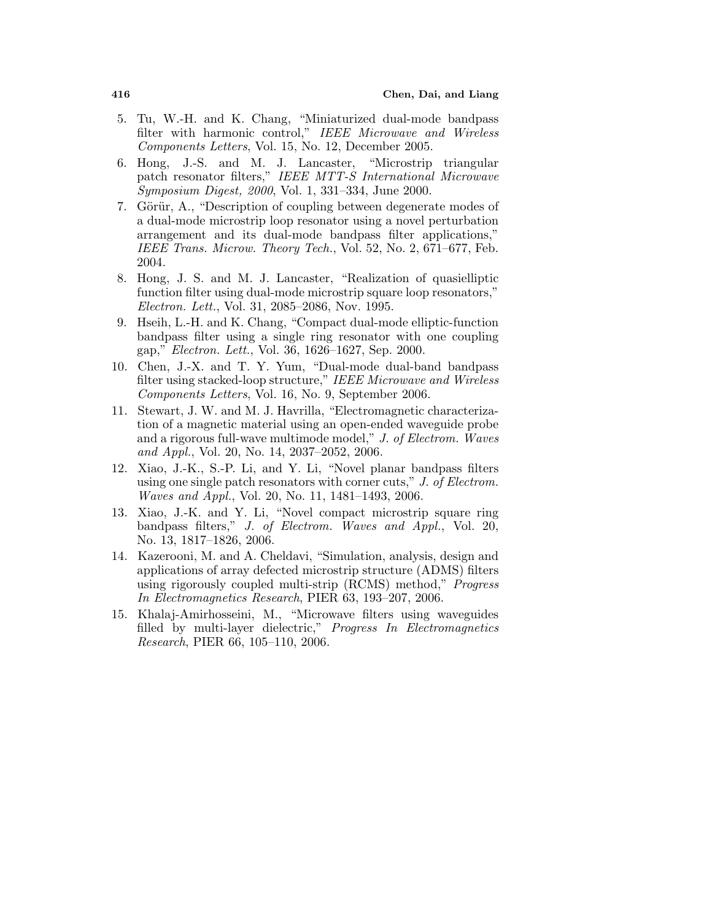5. Tu, W.-H. and K. Chang, "Miniaturized dual-mode bandpass filter with harmonic control," *IEEE Microwave and Wireless Components Letters*, Vol. 15, No. 12, December 2005.
6. Hong, J.-S. and M. J. Lancaster, "Microstrip triangular patch resonator filters," *IEEE MTT-S International Microwave Symposium Digest, 2000*, Vol. 1, 331–334, June 2000.
7. Görür, A., "Description of coupling between degenerate modes of a dual-mode microstrip loop resonator using a novel perturbation arrangement and its dual-mode bandpass filter applications," *IEEE Trans. Microw. Theory Tech.*, Vol. 52, No. 2, 671–677, Feb. 2004.
8. Hong, J. S. and M. J. Lancaster, "Realization of quasielliptic function filter using dual-mode microstrip square loop resonators," *Electron. Lett.*, Vol. 31, 2085–2086, Nov. 1995.
9. Hseih, L.-H. and K. Chang, "Compact dual-mode elliptic-function bandpass filter using a single ring resonator with one coupling gap," *Electron. Lett.*, Vol. 36, 1626–1627, Sep. 2000.
10. Chen, J.-X. and T. Y. Yum, "Dual-mode dual-band bandpass filter using stacked-loop structure," *IEEE Microwave and Wireless Components Letters*, Vol. 16, No. 9, September 2006.
11. Stewart, J. W. and M. J. Havrilla, "Electromagnetic characterization of a magnetic material using an open-ended waveguide probe and a rigorous full-wave multimode model," *J. of Electrom. Waves and Appl.*, Vol. 20, No. 14, 2037–2052, 2006.
12. Xiao, J.-K., S.-P. Li, and Y. Li, "Novel planar bandpass filters using one single patch resonators with corner cuts," *J. of Electrom. Waves and Appl.*, Vol. 20, No. 11, 1481–1493, 2006.
13. Xiao, J.-K. and Y. Li, "Novel compact microstrip square ring bandpass filters," *J. of Electrom. Waves and Appl.*, Vol. 20, No. 13, 1817–1826, 2006.
14. Kazerooni, M. and A. Cheldavi, "Simulation, analysis, design and applications of array defected microstrip structure (ADMS) filters using rigorously coupled multi-strip (RCMS) method," *Progress In Electromagnetics Research*, PIER 63, 193–207, 2006.
15. Khalaj-Amirhosseini, M., "Microwave filters using waveguides filled by multi-layer dielectric," *Progress In Electromagnetics Research*, PIER 66, 105–110, 2006.